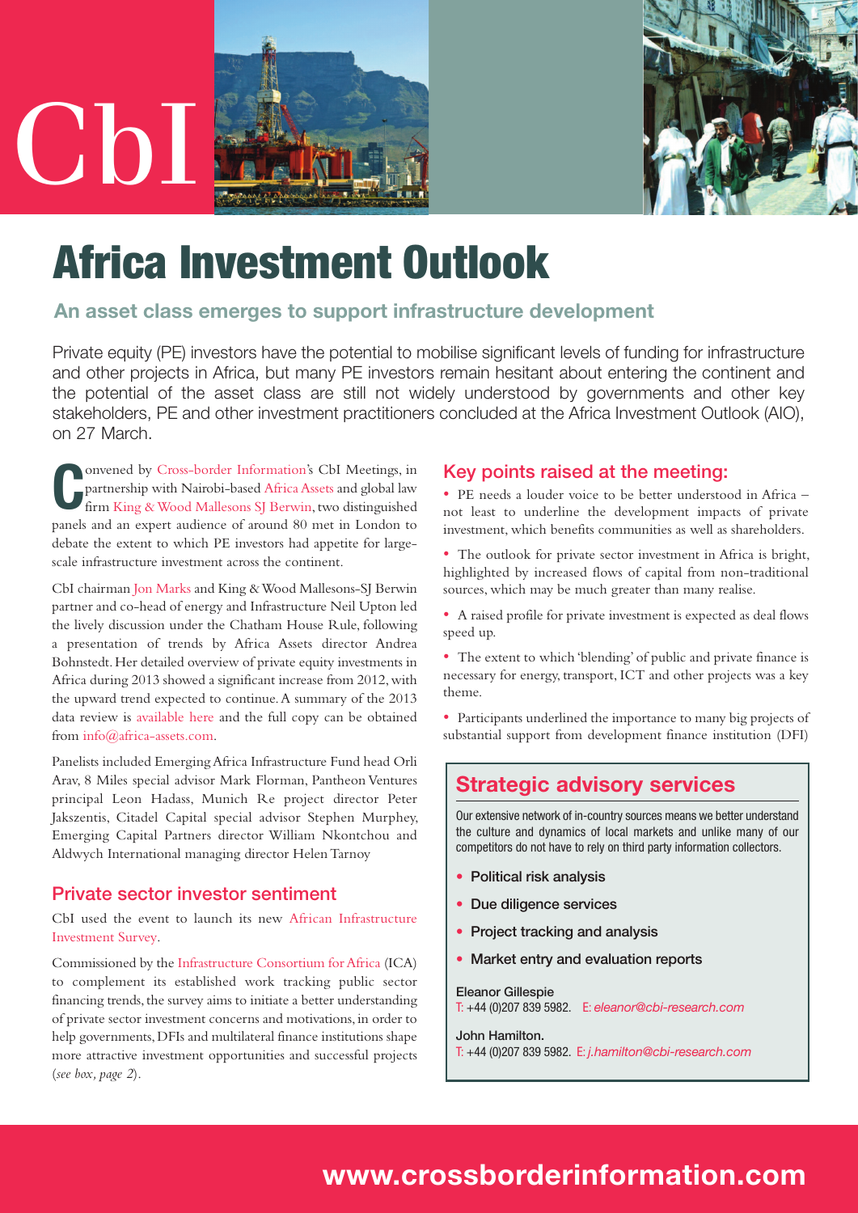# Africa Investment Outlook

## An asset class emerges to support infrastructure development

Private equity (PE) investors have the potential to mobilise significant levels of funding for infrastructure and other projects in Africa, but many PE investors remain hesitant about entering the continent and the potential of the asset class are still not widely understood by governments and other key stakeholders, PE and other investment practitioners concluded at the Africa Investment Outlook (AIO), on 27 March.

Convened by Cross-border Information's CbI Meetings, in partnership with Nairobi-based Africa Assets and global law firm King & Wood Mallesons SJ Berwin, two distinguished panels and an expert audience of around 80 met in London to debate the extent to which PE investors had appetite for large-scale infrastructure investment across the continent.

CbI chairman Jon Marks and King & Wood Mallesons-SJ Berwin partner and co-head of energy and Infrastructure Neil Upton led the lively discussion under the Chatham House Rule, following a presentation of trends by Africa Assets director Andrea Bohnstedt. Her detailed overview of private equity investments in Africa during 2013 showed a significant increase from 2012, with the upward trend expected to continue. A summary of the 2013 data review is available here and the full copy can be obtained from info@africa-assets.com.

Panelists included Emerging Africa Infrastructure Fund head Orli Arav, 8 Miles special advisor Mark Florman, Pantheon Ventures principal Leon Hadass, Munich Re project director Peter Jakszentis, Citadel Capital special advisor Stephen Murphey, Emerging Capital Partners director William Nkontchou and Aldwych International managing director Helen Tarnoy

### Private sector investor sentiment

CbI used the event to launch its new African Infrastructure Investment Survey.

Commissioned by the Infrastructure Consortium for Africa (ICA) to complement its established work tracking public sector financing trends, the survey aims to initiate a better understanding of private sector investment concerns and motivations, in order to help governments, DFIs and multilateral finance institutions shape more attractive investment opportunities and successful projects (*see box, page 2*).

### Key points raised at the meeting:

- PE needs a louder voice to be better understood in Africa – not least to underline the development impacts of private investment, which benefits communities as well as shareholders.
- The outlook for private sector investment in Africa is bright, highlighted by increased flows of capital from non-traditional sources, which may be much greater than many realise.
- A raised profile for private investment is expected as deal flows speed up.
- The extent to which 'blending' of public and private finance is necessary for energy, transport, ICT and other projects was a key theme.
- Participants underlined the importance to many big projects of substantial support from development finance institution (DFI)

### Strategic advisory services

Our extensive network of in-country sources means we better understand the culture and dynamics of local markets and unlike many of our competitors do not have to rely on third party information collectors.

- **Political risk analysis**
- **Due diligence services**
- **Project tracking and analysis**
- **Market entry and evaluation reports**

**Eleanor Gillespie**
T: +44 (0)207 839 5982. E: *eleanor@cbi-research.com*

**John Hamilton.**
T: +44 (0)207 839 5982. E: *j.hamilton@cbi-research.com*

**www.crossborderinformation.com**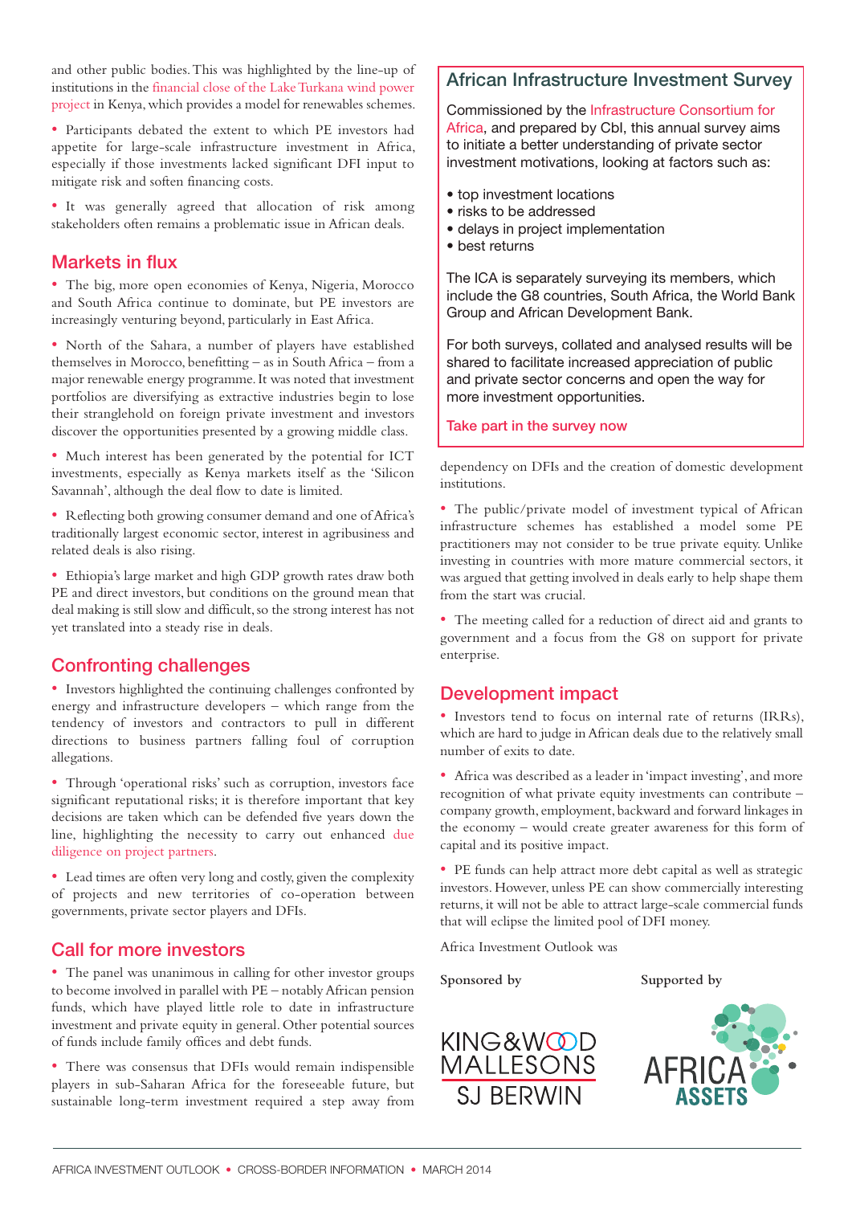and other public bodies. This was highlighted by the line-up of institutions in the financial close of the Lake Turkana wind power project in Kenya, which provides a model for renewables schemes.

• Participants debated the extent to which PE investors had appetite for large-scale infrastructure investment in Africa, especially if those investments lacked significant DFI input to mitigate risk and soften financing costs.

• It was generally agreed that allocation of risk among stakeholders often remains a problematic issue in African deals.

## Markets in flux

• The big, more open economies of Kenya, Nigeria, Morocco and South Africa continue to dominate, but PE investors are increasingly venturing beyond, particularly in East Africa.

• North of the Sahara, a number of players have established themselves in Morocco, benefitting – as in South Africa – from a major renewable energy programme. It was noted that investment portfolios are diversifying as extractive industries begin to lose their stranglehold on foreign private investment and investors discover the opportunities presented by a growing middle class.

• Much interest has been generated by the potential for ICT investments, especially as Kenya markets itself as the 'Silicon Savannah', although the deal flow to date is limited.

• Reflecting both growing consumer demand and one of Africa's traditionally largest economic sector, interest in agribusiness and related deals is also rising.

• Ethiopia's large market and high GDP growth rates draw both PE and direct investors, but conditions on the ground mean that deal making is still slow and difficult, so the strong interest has not yet translated into a steady rise in deals.

## Confronting challenges

• Investors highlighted the continuing challenges confronted by energy and infrastructure developers – which range from the tendency of investors and contractors to pull in different directions to business partners falling foul of corruption allegations.

• Through 'operational risks' such as corruption, investors face significant reputational risks; it is therefore important that key decisions are taken which can be defended five years down the line, highlighting the necessity to carry out enhanced due diligence on project partners.

• Lead times are often very long and costly, given the complexity of projects and new territories of co-operation between governments, private sector players and DFIs.

## Call for more investors

• The panel was unanimous in calling for other investor groups to become involved in parallel with PE – notably African pension funds, which have played little role to date in infrastructure investment and private equity in general. Other potential sources of funds include family offices and debt funds.

• There was consensus that DFIs would remain indispensible players in sub-Saharan Africa for the foreseeable future, but sustainable long-term investment required a step away from dependency on DFIs and the creation of domestic development institutions.

• The public/private model of investment typical of African infrastructure schemes has established a model some PE practitioners may not consider to be true private equity. Unlike investing in countries with more mature commercial sectors, it was argued that getting involved in deals early to help shape them from the start was crucial.

• The meeting called for a reduction of direct aid and grants to government and a focus from the G8 on support for private enterprise.

## African Infrastructure Investment Survey

Commissioned by the Infrastructure Consortium for Africa, and prepared by CbI, this annual survey aims to initiate a better understanding of private sector investment motivations, looking at factors such as:

- top investment locations
- risks to be addressed
- delays in project implementation
- best returns

The ICA is separately surveying its members, which include the G8 countries, South Africa, the World Bank Group and African Development Bank.

For both surveys, collated and analysed results will be shared to facilitate increased appreciation of public and private sector concerns and open the way for more investment opportunities.

Take part in the survey now

## Development impact

• Investors tend to focus on internal rate of returns (IRRs), which are hard to judge in African deals due to the relatively small number of exits to date.

• Africa was described as a leader in 'impact investing', and more recognition of what private equity investments can contribute – company growth, employment, backward and forward linkages in the economy – would create greater awareness for this form of capital and its positive impact.

• PE funds can help attract more debt capital as well as strategic investors. However, unless PE can show commercially interesting returns, it will not be able to attract large-scale commercial funds that will eclipse the limited pool of DFI money.

Africa Investment Outlook was

Sponsored by

KING & WOOD MALLESONS SJ BERWIN

Supported by

AFRICA ASSETS